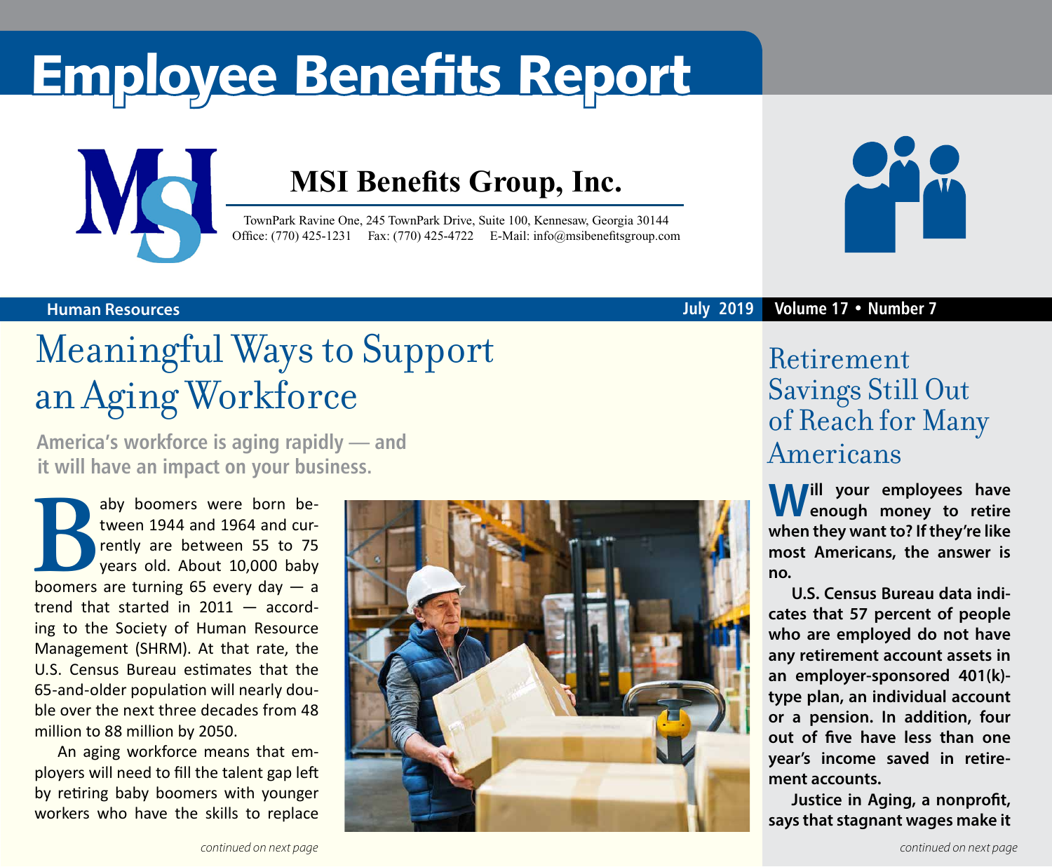# Employee Benefits Report

## MSI Benefits Group, Inc.

TownPark Ravine One, 245 TownPark Drive, Suite 100, Kennesaw, Georgia 30144
Office: (770) 425-1231 Fax: (770) 425-4722 E-Mail: info@msibenefitsgroup.com

**Human Resources** | **July 2019** | **Volume 17 • Number 7**

# Meaningful Ways to Support an Aging Workforce

**America's workforce is aging rapidly — and it will have an impact on your business.**

Baby boomers were born between 1944 and 1964 and currently are between 55 to 75 years old. About 10,000 baby boomers are turning 65 every day — a trend that started in 2011 — according to the Society of Human Resource Management (SHRM). At that rate, the U.S. Census Bureau estimates that the 65-and-older population will nearly double over the next three decades from 48 million to 88 million by 2050.

An aging workforce means that employers will need to fill the talent gap left by retiring baby boomers with younger workers who have the skills to replace

*continued on next page*

# Retirement Savings Still Out of Reach for Many Americans

**Will your employees have enough money to retire when they want to? If they're like most Americans, the answer is no.**

**U.S. Census Bureau data indicates that 57 percent of people who are employed do not have any retirement account assets in an employer-sponsored 401(k)-type plan, an individual account or a pension. In addition, four out of five have less than one year's income saved in retirement accounts.**

**Justice in Aging, a nonprofit, says that stagnant wages make it**

*continued on next page*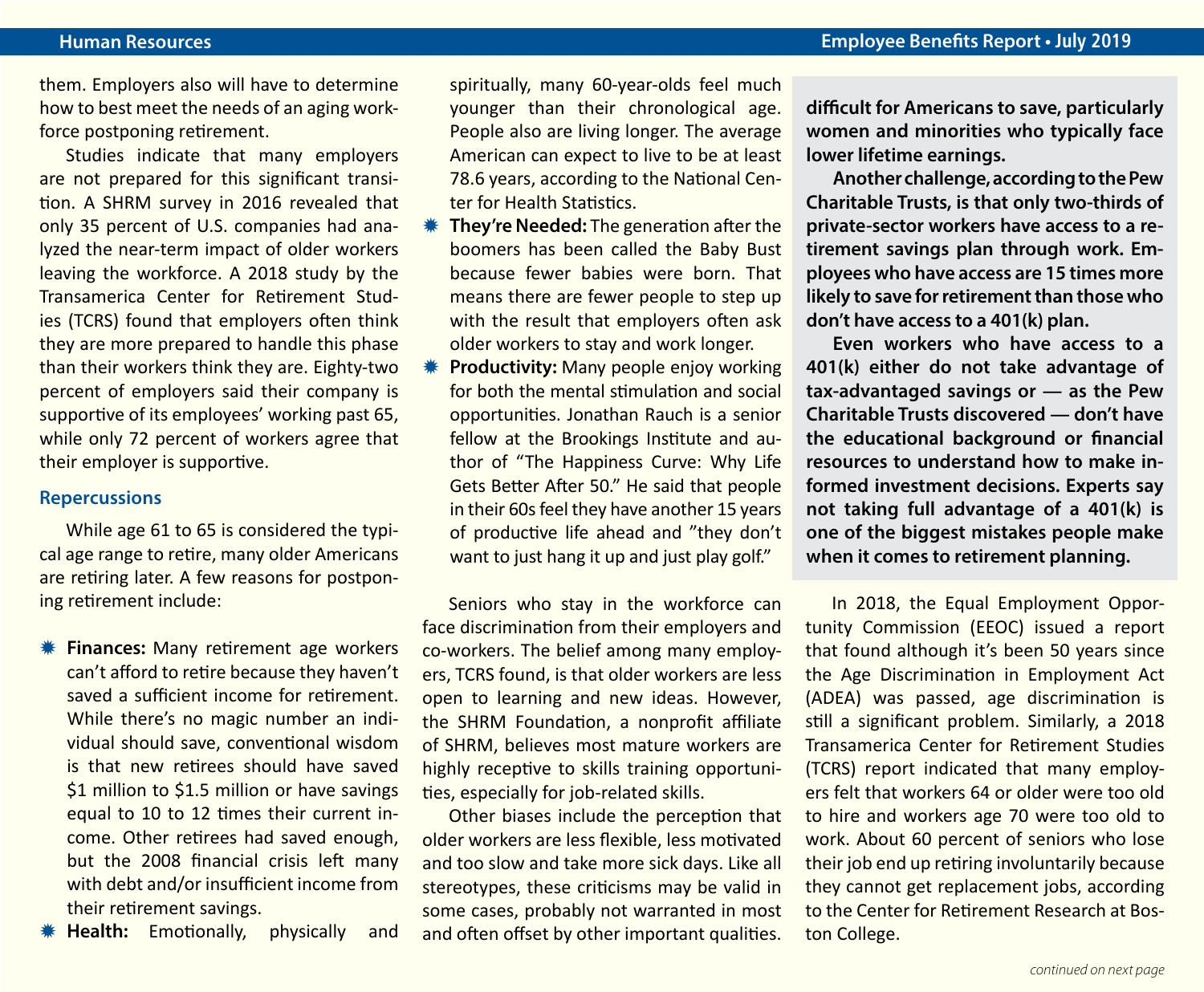them. Employers also will have to determine how to best meet the needs of an aging workforce postponing retirement.

Studies indicate that many employers are not prepared for this significant transition. A SHRM survey in 2016 revealed that only 35 percent of U.S. companies had analyzed the near-term impact of older workers leaving the workforce. A 2018 study by the Transamerica Center for Retirement Studies (TCRS) found that employers often think they are more prepared to handle this phase than their workers think they are. Eighty-two percent of employers said their company is supportive of its employees' working past 65, while only 72 percent of workers agree that their employer is supportive.

## Repercussions

While age 61 to 65 is considered the typical age range to retire, many older Americans are retiring later. A few reasons for postponing retirement include:

- **Finances:** Many retirement age workers can't afford to retire because they haven't saved a sufficient income for retirement. While there's no magic number an individual should save, conventional wisdom is that new retirees should have saved \$1 million to \$1.5 million or have savings equal to 10 to 12 times their current income. Other retirees had saved enough, but the 2008 financial crisis left many with debt and/or insufficient income from their retirement savings.
- **Health:** Emotionally, physically and spiritually, many 60-year-olds feel much younger than their chronological age. People also are living longer. The average American can expect to live to be at least 78.6 years, according to the National Center for Health Statistics.
- **They're Needed:** The generation after the boomers has been called the Baby Bust because fewer babies were born. That means there are fewer people to step up with the result that employers often ask older workers to stay and work longer.
- **Productivity:** Many people enjoy working for both the mental stimulation and social opportunities. Jonathan Rauch is a senior fellow at the Brookings Institute and author of "The Happiness Curve: Why Life Gets Better After 50." He said that people in their 60s feel they have another 15 years of productive life ahead and "they don't want to just hang it up and just play golf."

Seniors who stay in the workforce can face discrimination from their employers and co-workers. The belief among many employers, TCRS found, is that older workers are less open to learning and new ideas. However, the SHRM Foundation, a nonprofit affiliate of SHRM, believes most mature workers are highly receptive to skills training opportunities, especially for job-related skills.

Other biases include the perception that older workers are less flexible, less motivated and too slow and take more sick days. Like all stereotypes, these criticisms may be valid in some cases, probably not warranted in most and often offset by other important qualities.

**difficult for Americans to save, particularly women and minorities who typically face lower lifetime earnings.**

**Another challenge, according to the Pew Charitable Trusts, is that only two-thirds of private-sector workers have access to a retirement savings plan through work. Employees who have access are 15 times more likely to save for retirement than those who don't have access to a 401(k) plan.**

**Even workers who have access to a 401(k) either do not take advantage of tax-advantaged savings or — as the Pew Charitable Trusts discovered — don't have the educational background or financial resources to understand how to make informed investment decisions. Experts say not taking full advantage of a 401(k) is one of the biggest mistakes people make when it comes to retirement planning.**

In 2018, the Equal Employment Opportunity Commission (EEOC) issued a report that found although it's been 50 years since the Age Discrimination in Employment Act (ADEA) was passed, age discrimination is still a significant problem. Similarly, a 2018 Transamerica Center for Retirement Studies (TCRS) report indicated that many employers felt that workers 64 or older were too old to hire and workers age 70 were too old to work. About 60 percent of seniors who lose their job end up retiring involuntarily because they cannot get replacement jobs, according to the Center for Retirement Research at Boston College.

*continued on next page*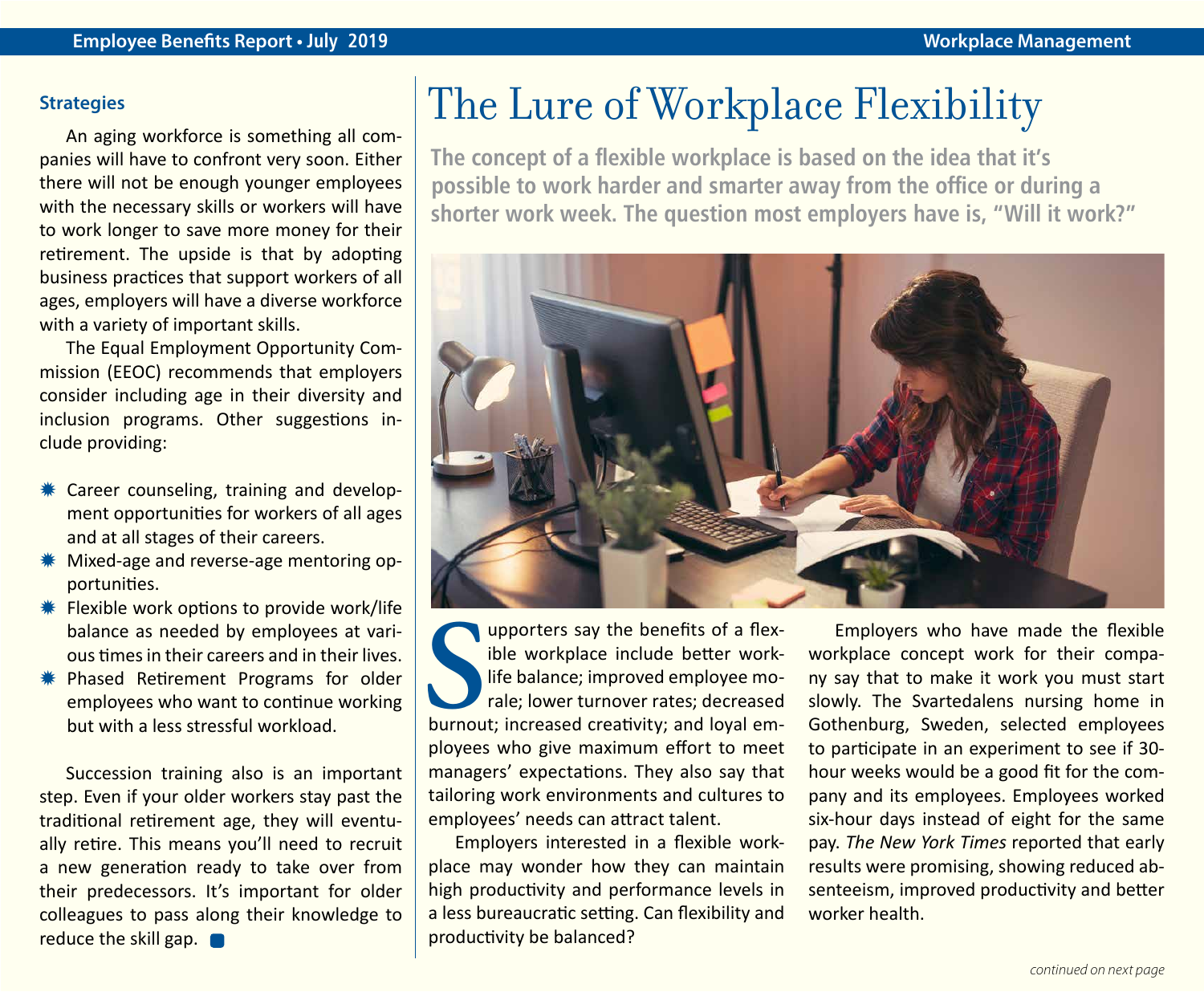### Strategies

An aging workforce is something all companies will have to confront very soon. Either there will not be enough younger employees with the necessary skills or workers will have to work longer to save more money for their retirement. The upside is that by adopting business practices that support workers of all ages, employers will have a diverse workforce with a variety of important skills.

The Equal Employment Opportunity Commission (EEOC) recommends that employers consider including age in their diversity and inclusion programs. Other suggestions include providing:

- Career counseling, training and development opportunities for workers of all ages and at all stages of their careers.
- Mixed-age and reverse-age mentoring opportunities.
- Flexible work options to provide work/life balance as needed by employees at various times in their careers and in their lives.
- Phased Retirement Programs for older employees who want to continue working but with a less stressful workload.

Succession training also is an important step. Even if your older workers stay past the traditional retirement age, they will eventually retire. This means you'll need to recruit a new generation ready to take over from their predecessors. It's important for older colleagues to pass along their knowledge to reduce the skill gap.

# The Lure of Workplace Flexibility

**The concept of a flexible workplace is based on the idea that it's possible to work harder and smarter away from the office or during a shorter work week. The question most employers have is, "Will it work?"**

Supporters say the benefits of a flexible workplace include better work-life balance; improved employee morale; lower turnover rates; decreased burnout; increased creativity; and loyal employees who give maximum effort to meet managers' expectations. They also say that tailoring work environments and cultures to employees' needs can attract talent.

Employers interested in a flexible workplace may wonder how they can maintain high productivity and performance levels in a less bureaucratic setting. Can flexibility and productivity be balanced?

Employers who have made the flexible workplace concept work for their company say that to make it work you must start slowly. The Svartedalens nursing home in Gothenburg, Sweden, selected employees to participate in an experiment to see if 30-hour weeks would be a good fit for the company and its employees. Employees worked six-hour days instead of eight for the same pay. *The New York Times* reported that early results were promising, showing reduced absenteeism, improved productivity and better worker health.

*continued on next page*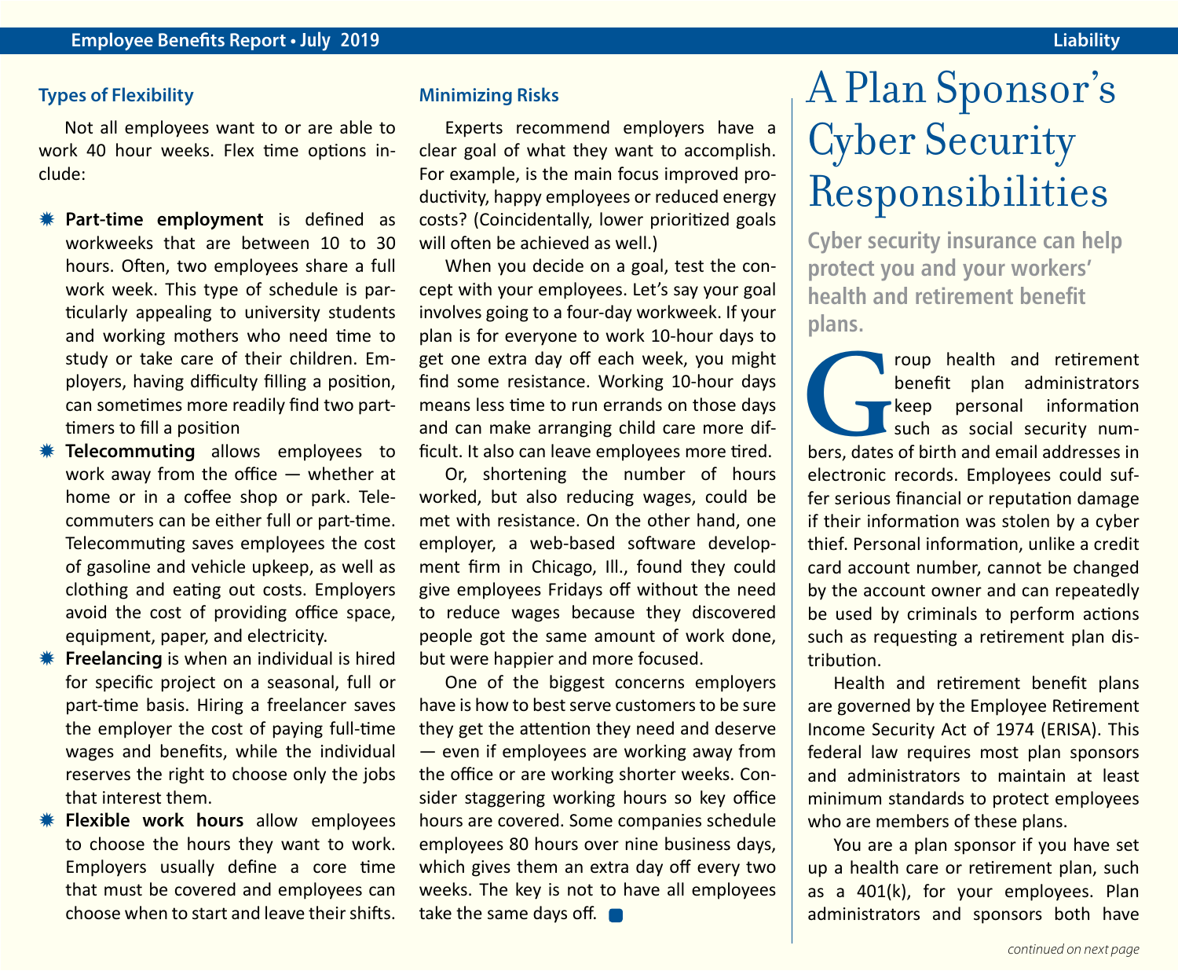### Types of Flexibility

Not all employees want to or are able to work 40 hour weeks. Flex time options include:

- **Part-time employment** is defined as workweeks that are between 10 to 30 hours. Often, two employees share a full work week. This type of schedule is particularly appealing to university students and working mothers who need time to study or take care of their children. Employers, having difficulty filling a position, can sometimes more readily find two part-timers to fill a position
- **Telecommuting** allows employees to work away from the office — whether at home or in a coffee shop or park. Telecommuters can be either full or part-time. Telecommuting saves employees the cost of gasoline and vehicle upkeep, as well as clothing and eating out costs. Employers avoid the cost of providing office space, equipment, paper, and electricity.
- **Freelancing** is when an individual is hired for specific project on a seasonal, full or part-time basis. Hiring a freelancer saves the employer the cost of paying full-time wages and benefits, while the individual reserves the right to choose only the jobs that interest them.
- **Flexible work hours** allow employees to choose the hours they want to work. Employers usually define a core time that must be covered and employees can choose when to start and leave their shifts.

### Minimizing Risks

Experts recommend employers have a clear goal of what they want to accomplish. For example, is the main focus improved productivity, happy employees or reduced energy costs? (Coincidentally, lower prioritized goals will often be achieved as well.)

When you decide on a goal, test the concept with your employees. Let's say your goal involves going to a four-day workweek. If your plan is for everyone to work 10-hour days to get one extra day off each week, you might find some resistance. Working 10-hour days means less time to run errands on those days and can make arranging child care more difficult. It also can leave employees more tired.

Or, shortening the number of hours worked, but also reducing wages, could be met with resistance. On the other hand, one employer, a web-based software development firm in Chicago, Ill., found they could give employees Fridays off without the need to reduce wages because they discovered people got the same amount of work done, but were happier and more focused.

One of the biggest concerns employers have is how to best serve customers to be sure they get the attention they need and deserve — even if employees are working away from the office or are working shorter weeks. Consider staggering working hours so key office hours are covered. Some companies schedule employees 80 hours over nine business days, which gives them an extra day off every two weeks. The key is not to have all employees take the same days off.

# A Plan Sponsor's Cyber Security Responsibilities

**Cyber security insurance can help protect you and your workers' health and retirement benefit plans.**

Group health and retirement benefit plan administrators keep personal information such as social security numbers, dates of birth and email addresses in electronic records. Employees could suffer serious financial or reputation damage if their information was stolen by a cyber thief. Personal information, unlike a credit card account number, cannot be changed by the account owner and can repeatedly be used by criminals to perform actions such as requesting a retirement plan distribution.

Health and retirement benefit plans are governed by the Employee Retirement Income Security Act of 1974 (ERISA). This federal law requires most plan sponsors and administrators to maintain at least minimum standards to protect employees who are members of these plans.

You are a plan sponsor if you have set up a health care or retirement plan, such as a 401(k), for your employees. Plan administrators and sponsors both have

*continued on next page*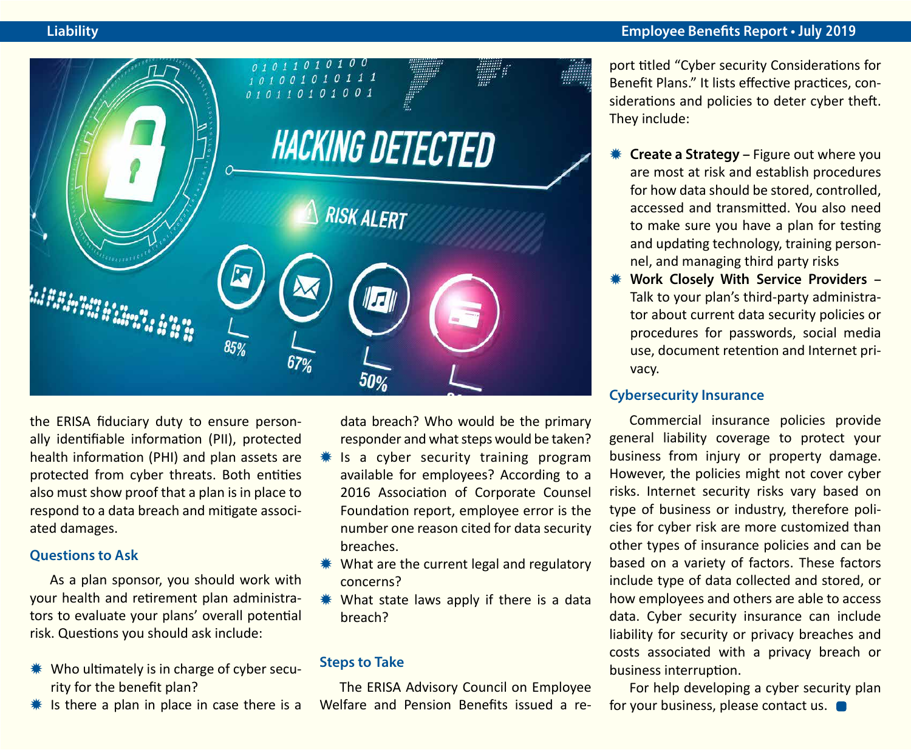the ERISA fiduciary duty to ensure personally identifiable information (PII), protected health information (PHI) and plan assets are protected from cyber threats. Both entities also must show proof that a plan is in place to respond to a data breach and mitigate associated damages.

### Questions to Ask

As a plan sponsor, you should work with your health and retirement plan administrators to evaluate your plans' overall potential risk. Questions you should ask include:

- Who ultimately is in charge of cyber security for the benefit plan?
- Is there a plan in place in case there is a data breach? Who would be the primary responder and what steps would be taken?
- Is a cyber security training program available for employees? According to a 2016 Association of Corporate Counsel Foundation report, employee error is the number one reason cited for data security breaches.
- What are the current legal and regulatory concerns?
- What state laws apply if there is a data breach?

### Steps to Take

The ERISA Advisory Council on Employee Welfare and Pension Benefits issued a report titled "Cyber security Considerations for Benefit Plans." It lists effective practices, considerations and policies to deter cyber theft. They include:

- **Create a Strategy** – Figure out where you are most at risk and establish procedures for how data should be stored, controlled, accessed and transmitted. You also need to make sure you have a plan for testing and updating technology, training personnel, and managing third party risks
- **Work Closely With Service Providers** – Talk to your plan's third-party administrator about current data security policies or procedures for passwords, social media use, document retention and Internet privacy.

### Cybersecurity Insurance

Commercial insurance policies provide general liability coverage to protect your business from injury or property damage. However, the policies might not cover cyber risks. Internet security risks vary based on type of business or industry, therefore policies for cyber risk are more customized than other types of insurance policies and can be based on a variety of factors. These factors include type of data collected and stored, or how employees and others are able to access data. Cyber security insurance can include liability for security or privacy breaches and costs associated with a privacy breach or business interruption.

For help developing a cyber security plan for your business, please contact us.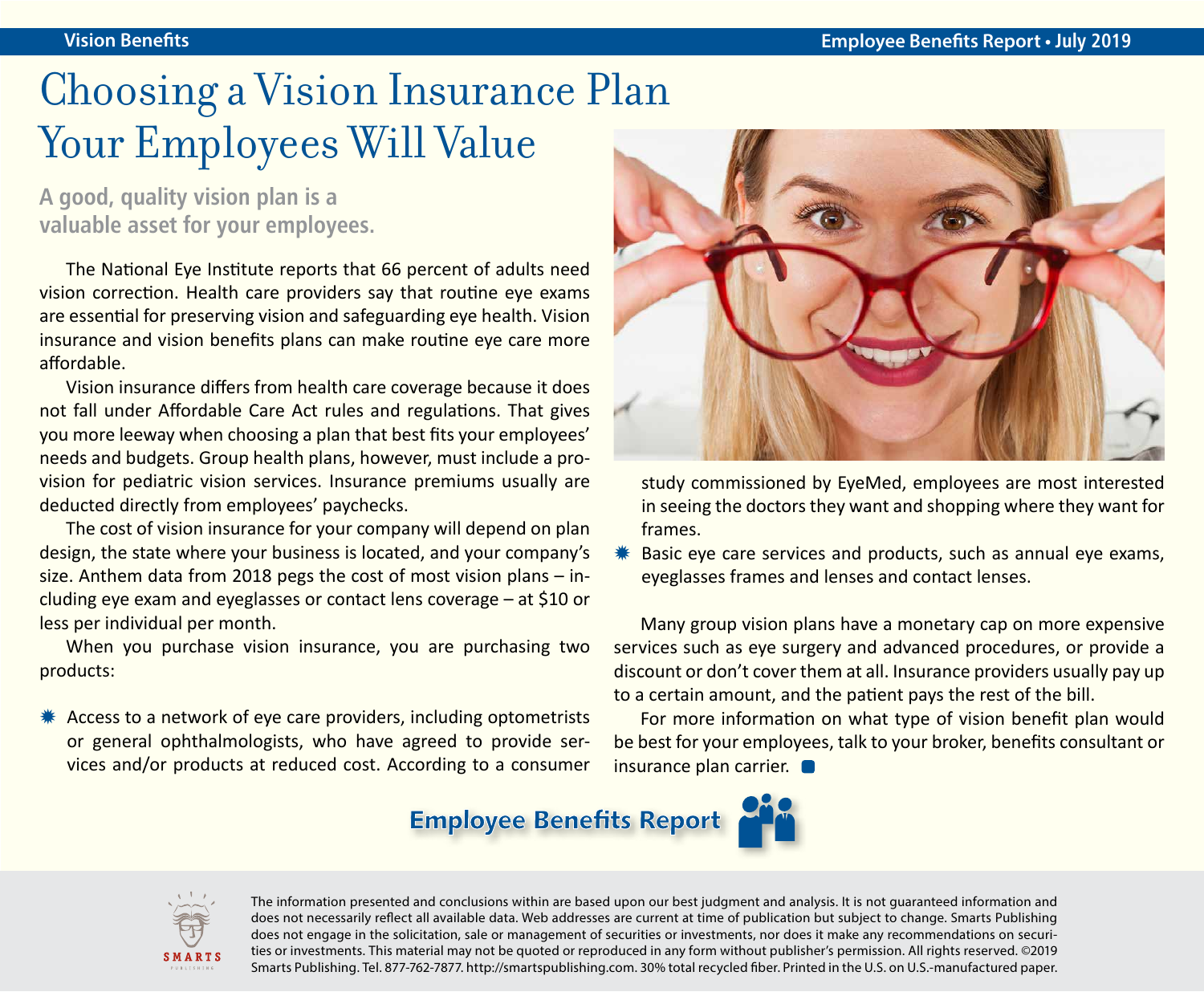# Choosing a Vision Insurance Plan Your Employees Will Value

**A good, quality vision plan is a valuable asset for your employees.**

The National Eye Institute reports that 66 percent of adults need vision correction. Health care providers say that routine eye exams are essential for preserving vision and safeguarding eye health. Vision insurance and vision benefits plans can make routine eye care more affordable.

Vision insurance differs from health care coverage because it does not fall under Affordable Care Act rules and regulations. That gives you more leeway when choosing a plan that best fits your employees' needs and budgets. Group health plans, however, must include a provision for pediatric vision services. Insurance premiums usually are deducted directly from employees' paychecks.

The cost of vision insurance for your company will depend on plan design, the state where your business is located, and your company's size. Anthem data from 2018 pegs the cost of most vision plans – including eye exam and eyeglasses or contact lens coverage – at $10 or less per individual per month.

When you purchase vision insurance, you are purchasing two products:

- Access to a network of eye care providers, including optometrists or general ophthalmologists, who have agreed to provide services and/or products at reduced cost. According to a consumer study commissioned by EyeMed, employees are most interested in seeing the doctors they want and shopping where they want for frames.
- Basic eye care services and products, such as annual eye exams, eyeglasses frames and lenses and contact lenses.

Many group vision plans have a monetary cap on more expensive services such as eye surgery and advanced procedures, or provide a discount or don't cover them at all. Insurance providers usually pay up to a certain amount, and the patient pays the rest of the bill.

For more information on what type of vision benefit plan would be best for your employees, talk to your broker, benefits consultant or insurance plan carrier.

**Employee Benefits Report**

The information presented and conclusions within are based upon our best judgment and analysis. It is not guaranteed information and does not necessarily reflect all available data. Web addresses are current at time of publication but subject to change. Smarts Publishing does not engage in the solicitation, sale or management of securities or investments, nor does it make any recommendations on securities or investments. This material may not be quoted or reproduced in any form without publisher's permission. All rights reserved. ©2019 Smarts Publishing. Tel. 877-762-7877. http://smartspublishing.com. 30% total recycled fiber. Printed in the U.S. on U.S.-manufactured paper.